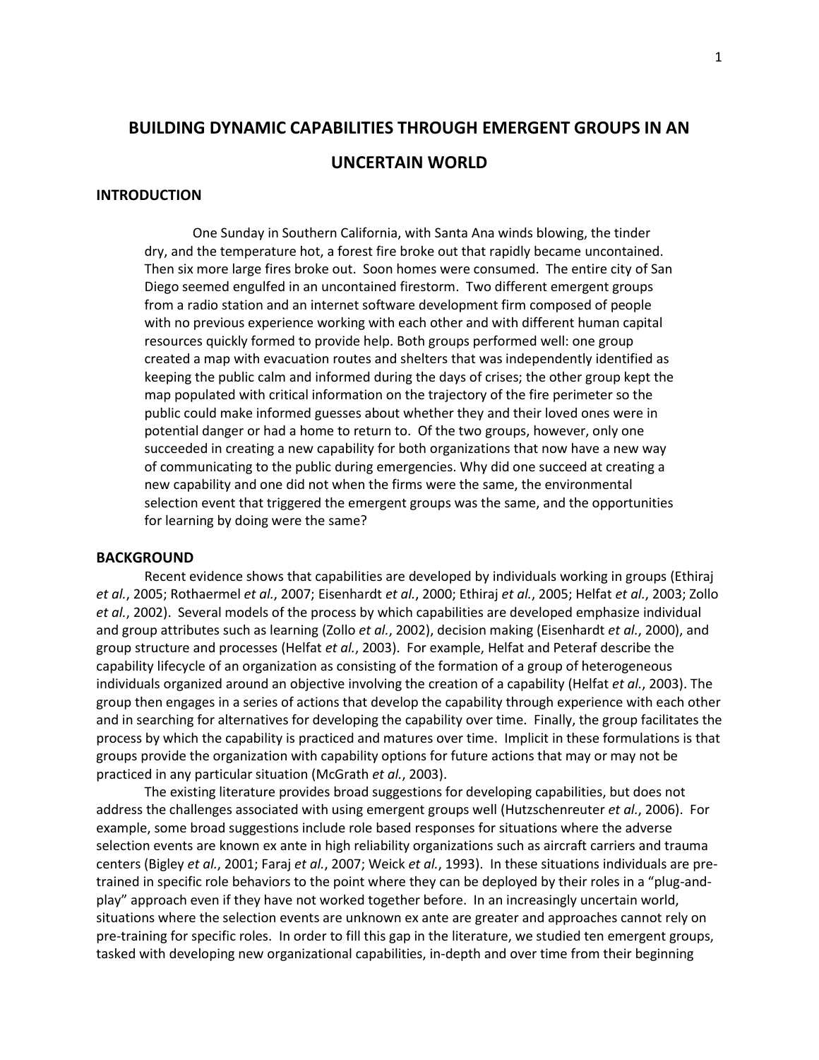# BUILDING DYNAMIC CAPABILITIES THROUGH EMERGENT GROUPS IN AN UNCERTAIN WORLD

## INTRODUCTION

> One Sunday in Southern California, with Santa Ana winds blowing, the tinder dry, and the temperature hot, a forest fire broke out that rapidly became uncontained. Then six more large fires broke out. Soon homes were consumed. The entire city of San Diego seemed engulfed in an uncontained firestorm. Two different emergent groups from a radio station and an internet software development firm composed of people with no previous experience working with each other and with different human capital resources quickly formed to provide help. Both groups performed well: one group created a map with evacuation routes and shelters that was independently identified as keeping the public calm and informed during the days of crises; the other group kept the map populated with critical information on the trajectory of the fire perimeter so the public could make informed guesses about whether they and their loved ones were in potential danger or had a home to return to. Of the two groups, however, only one succeeded in creating a new capability for both organizations that now have a new way of communicating to the public during emergencies. Why did one succeed at creating a new capability and one did not when the firms were the same, the environmental selection event that triggered the emergent groups was the same, and the opportunities for learning by doing were the same?

## BACKGROUND

Recent evidence shows that capabilities are developed by individuals working in groups (Ethiraj *et al.*, 2005; Rothaermel *et al.*, 2007; Eisenhardt *et al.*, 2000; Ethiraj *et al.*, 2005; Helfat *et al.*, 2003; Zollo *et al.*, 2002). Several models of the process by which capabilities are developed emphasize individual and group attributes such as learning (Zollo *et al.*, 2002), decision making (Eisenhardt *et al.*, 2000), and group structure and processes (Helfat *et al.*, 2003). For example, Helfat and Peteraf describe the capability lifecycle of an organization as consisting of the formation of a group of heterogeneous individuals organized around an objective involving the creation of a capability (Helfat *et al.*, 2003). The group then engages in a series of actions that develop the capability through experience with each other and in searching for alternatives for developing the capability over time. Finally, the group facilitates the process by which the capability is practiced and matures over time. Implicit in these formulations is that groups provide the organization with capability options for future actions that may or may not be practiced in any particular situation (McGrath *et al.*, 2003).

The existing literature provides broad suggestions for developing capabilities, but does not address the challenges associated with using emergent groups well (Hutzschenreuter *et al.*, 2006). For example, some broad suggestions include role based responses for situations where the adverse selection events are known ex ante in high reliability organizations such as aircraft carriers and trauma centers (Bigley *et al.*, 2001; Faraj *et al.*, 2007; Weick *et al.*, 1993). In these situations individuals are pre-trained in specific role behaviors to the point where they can be deployed by their roles in a "plug-and-play" approach even if they have not worked together before. In an increasingly uncertain world, situations where the selection events are unknown ex ante are greater and approaches cannot rely on pre-training for specific roles. In order to fill this gap in the literature, we studied ten emergent groups, tasked with developing new organizational capabilities, in-depth and over time from their beginning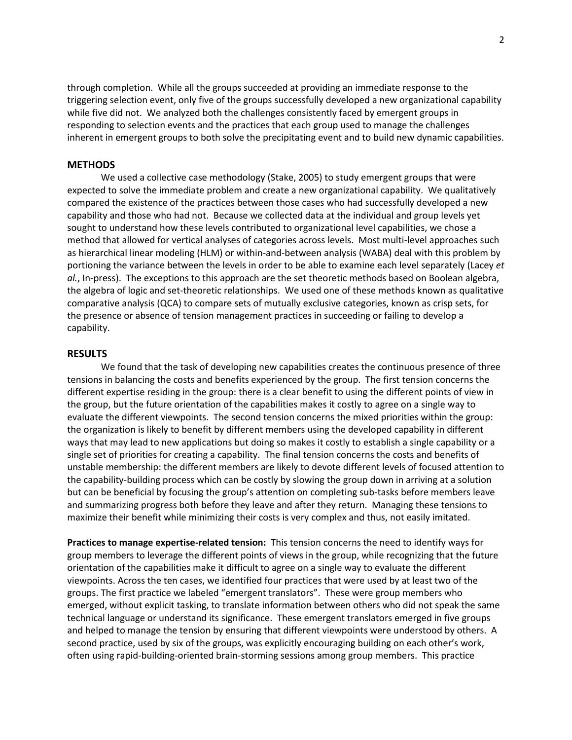through completion. While all the groups succeeded at providing an immediate response to the triggering selection event, only five of the groups successfully developed a new organizational capability while five did not. We analyzed both the challenges consistently faced by emergent groups in responding to selection events and the practices that each group used to manage the challenges inherent in emergent groups to both solve the precipitating event and to build new dynamic capabilities.

## METHODS

We used a collective case methodology (Stake, 2005) to study emergent groups that were expected to solve the immediate problem and create a new organizational capability. We qualitatively compared the existence of the practices between those cases who had successfully developed a new capability and those who had not. Because we collected data at the individual and group levels yet sought to understand how these levels contributed to organizational level capabilities, we chose a method that allowed for vertical analyses of categories across levels. Most multi-level approaches such as hierarchical linear modeling (HLM) or within-and-between analysis (WABA) deal with this problem by portioning the variance between the levels in order to be able to examine each level separately (Lacey *et al.*, In-press). The exceptions to this approach are the set theoretic methods based on Boolean algebra, the algebra of logic and set-theoretic relationships. We used one of these methods known as qualitative comparative analysis (QCA) to compare sets of mutually exclusive categories, known as crisp sets, for the presence or absence of tension management practices in succeeding or failing to develop a capability.

## RESULTS

We found that the task of developing new capabilities creates the continuous presence of three tensions in balancing the costs and benefits experienced by the group. The first tension concerns the different expertise residing in the group: there is a clear benefit to using the different points of view in the group, but the future orientation of the capabilities makes it costly to agree on a single way to evaluate the different viewpoints. The second tension concerns the mixed priorities within the group: the organization is likely to benefit by different members using the developed capability in different ways that may lead to new applications but doing so makes it costly to establish a single capability or a single set of priorities for creating a capability. The final tension concerns the costs and benefits of unstable membership: the different members are likely to devote different levels of focused attention to the capability-building process which can be costly by slowing the group down in arriving at a solution but can be beneficial by focusing the group's attention on completing sub-tasks before members leave and summarizing progress both before they leave and after they return. Managing these tensions to maximize their benefit while minimizing their costs is very complex and thus, not easily imitated.

**Practices to manage expertise-related tension:** This tension concerns the need to identify ways for group members to leverage the different points of views in the group, while recognizing that the future orientation of the capabilities make it difficult to agree on a single way to evaluate the different viewpoints. Across the ten cases, we identified four practices that were used by at least two of the groups. The first practice we labeled "emergent translators". These were group members who emerged, without explicit tasking, to translate information between others who did not speak the same technical language or understand its significance. These emergent translators emerged in five groups and helped to manage the tension by ensuring that different viewpoints were understood by others. A second practice, used by six of the groups, was explicitly encouraging building on each other's work, often using rapid-building-oriented brain-storming sessions among group members. This practice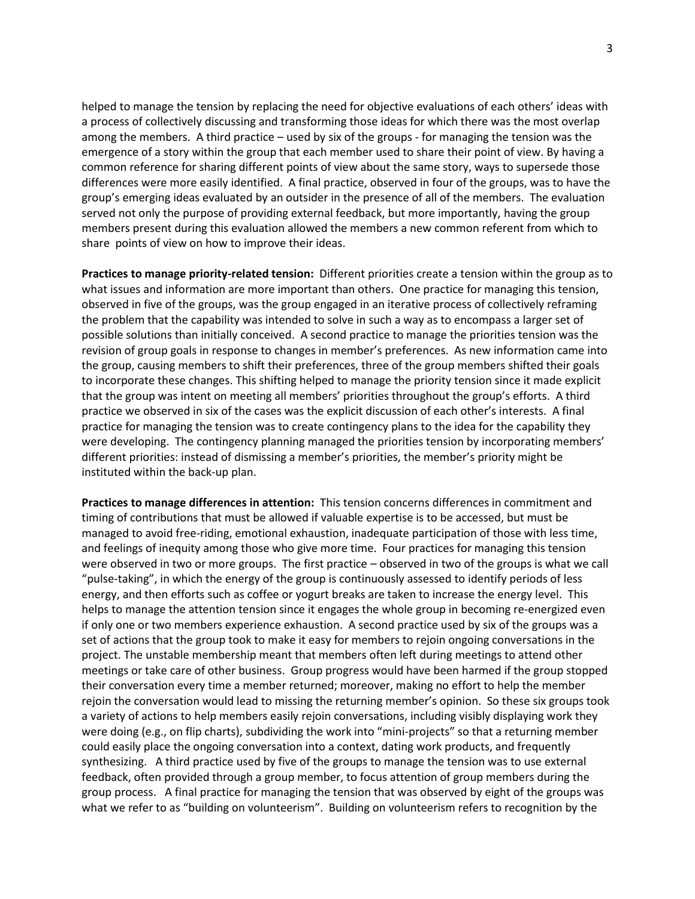helped to manage the tension by replacing the need for objective evaluations of each others' ideas with a process of collectively discussing and transforming those ideas for which there was the most overlap among the members. A third practice – used by six of the groups - for managing the tension was the emergence of a story within the group that each member used to share their point of view. By having a common reference for sharing different points of view about the same story, ways to supersede those differences were more easily identified. A final practice, observed in four of the groups, was to have the group's emerging ideas evaluated by an outsider in the presence of all of the members. The evaluation served not only the purpose of providing external feedback, but more importantly, having the group members present during this evaluation allowed the members a new common referent from which to share points of view on how to improve their ideas.

**Practices to manage priority-related tension:** Different priorities create a tension within the group as to what issues and information are more important than others. One practice for managing this tension, observed in five of the groups, was the group engaged in an iterative process of collectively reframing the problem that the capability was intended to solve in such a way as to encompass a larger set of possible solutions than initially conceived. A second practice to manage the priorities tension was the revision of group goals in response to changes in member's preferences. As new information came into the group, causing members to shift their preferences, three of the group members shifted their goals to incorporate these changes. This shifting helped to manage the priority tension since it made explicit that the group was intent on meeting all members' priorities throughout the group's efforts. A third practice we observed in six of the cases was the explicit discussion of each other's interests. A final practice for managing the tension was to create contingency plans to the idea for the capability they were developing. The contingency planning managed the priorities tension by incorporating members' different priorities: instead of dismissing a member's priorities, the member's priority might be instituted within the back-up plan.

**Practices to manage differences in attention:** This tension concerns differences in commitment and timing of contributions that must be allowed if valuable expertise is to be accessed, but must be managed to avoid free-riding, emotional exhaustion, inadequate participation of those with less time, and feelings of inequity among those who give more time. Four practices for managing this tension were observed in two or more groups. The first practice – observed in two of the groups is what we call "pulse-taking", in which the energy of the group is continuously assessed to identify periods of less energy, and then efforts such as coffee or yogurt breaks are taken to increase the energy level. This helps to manage the attention tension since it engages the whole group in becoming re-energized even if only one or two members experience exhaustion. A second practice used by six of the groups was a set of actions that the group took to make it easy for members to rejoin ongoing conversations in the project. The unstable membership meant that members often left during meetings to attend other meetings or take care of other business. Group progress would have been harmed if the group stopped their conversation every time a member returned; moreover, making no effort to help the member rejoin the conversation would lead to missing the returning member's opinion. So these six groups took a variety of actions to help members easily rejoin conversations, including visibly displaying work they were doing (e.g., on flip charts), subdividing the work into "mini-projects" so that a returning member could easily place the ongoing conversation into a context, dating work products, and frequently synthesizing. A third practice used by five of the groups to manage the tension was to use external feedback, often provided through a group member, to focus attention of group members during the group process. A final practice for managing the tension that was observed by eight of the groups was what we refer to as "building on volunteerism". Building on volunteerism refers to recognition by the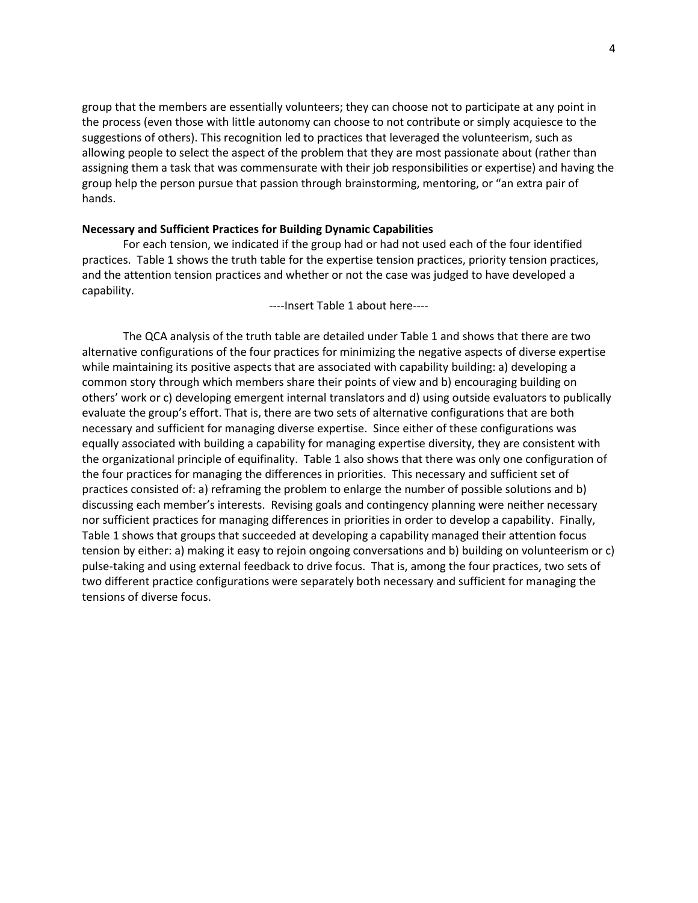group that the members are essentially volunteers; they can choose not to participate at any point in the process (even those with little autonomy can choose to not contribute or simply acquiesce to the suggestions of others). This recognition led to practices that leveraged the volunteerism, such as allowing people to select the aspect of the problem that they are most passionate about (rather than assigning them a task that was commensurate with their job responsibilities or expertise) and having the group help the person pursue that passion through brainstorming, mentoring, or "an extra pair of hands.

**Necessary and Sufficient Practices for Building Dynamic Capabilities**

For each tension, we indicated if the group had or had not used each of the four identified practices. Table 1 shows the truth table for the expertise tension practices, priority tension practices, and the attention tension practices and whether or not the case was judged to have developed a capability.

----Insert Table 1 about here----

The QCA analysis of the truth table are detailed under Table 1 and shows that there are two alternative configurations of the four practices for minimizing the negative aspects of diverse expertise while maintaining its positive aspects that are associated with capability building: a) developing a common story through which members share their points of view and b) encouraging building on others' work or c) developing emergent internal translators and d) using outside evaluators to publically evaluate the group's effort. That is, there are two sets of alternative configurations that are both necessary and sufficient for managing diverse expertise. Since either of these configurations was equally associated with building a capability for managing expertise diversity, they are consistent with the organizational principle of equifinality. Table 1 also shows that there was only one configuration of the four practices for managing the differences in priorities. This necessary and sufficient set of practices consisted of: a) reframing the problem to enlarge the number of possible solutions and b) discussing each member's interests. Revising goals and contingency planning were neither necessary nor sufficient practices for managing differences in priorities in order to develop a capability. Finally, Table 1 shows that groups that succeeded at developing a capability managed their attention focus tension by either: a) making it easy to rejoin ongoing conversations and b) building on volunteerism or c) pulse-taking and using external feedback to drive focus. That is, among the four practices, two sets of two different practice configurations were separately both necessary and sufficient for managing the tensions of diverse focus.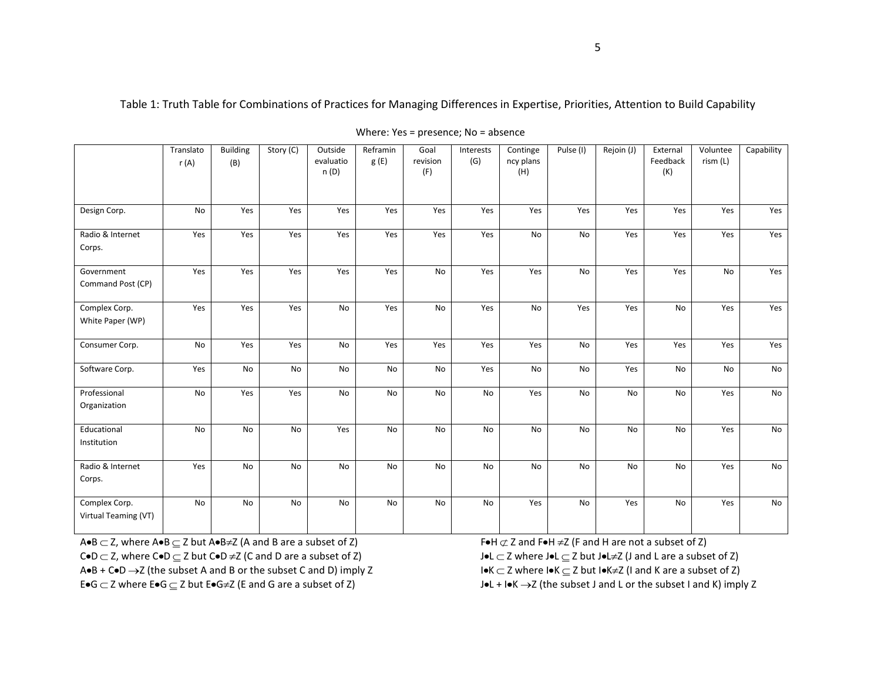Table 1: Truth Table for Combinations of Practices for Managing Differences in Expertise, Priorities, Attention to Build Capability

Where: Yes = presence; No = absence

| | Translator (A) | Building (B) | Story (C) | Outside evaluation (D) | Reframing (E) | Goal revision (F) | Interests (G) | Contingency plans (H) | Pulse (I) | Rejoin (J) | External Feedback (K) | Volunteerism (L) | Capability |
|---|---|---|---|---|---|---|---|---|---|---|---|---|---|
| Design Corp. | No | Yes | Yes | Yes | Yes | Yes | Yes | Yes | Yes | Yes | Yes | Yes | Yes |
| Radio & Internet Corps. | Yes | Yes | Yes | Yes | Yes | Yes | Yes | No | No | Yes | Yes | Yes | Yes |
| Government Command Post (CP) | Yes | Yes | Yes | Yes | Yes | No | Yes | Yes | No | Yes | Yes | No | Yes |
| Complex Corp. White Paper (WP) | Yes | Yes | Yes | No | Yes | No | Yes | No | Yes | Yes | No | Yes | Yes |
| Consumer Corp. | No | Yes | Yes | No | Yes | Yes | Yes | Yes | No | Yes | Yes | Yes | Yes |
| Software Corp. | Yes | No | No | No | No | No | Yes | No | No | Yes | No | No | No |
| Professional Organization | No | Yes | Yes | No | No | No | No | Yes | No | No | No | Yes | No |
| Educational Institution | No | No | No | Yes | No | No | No | No | No | No | No | Yes | No |
| Radio & Internet Corps. | Yes | No | No | No | No | No | No | No | No | No | No | Yes | No |
| Complex Corp. Virtual Teaming (VT) | No | No | No | No | No | No | No | Yes | No | Yes | No | Yes | No |

$A \bullet B \subset Z$, where $A \bullet B \subseteq Z$ but $A \bullet B \neq Z$ (A and B are a subset of Z)

$C \bullet D \subset Z$, where $C \bullet D \subseteq Z$ but $C \bullet D \neq Z$ (C and D are a subset of Z)

$A \bullet B + C \bullet D \rightarrow Z$ (the subset A and B or the subset C and D) imply Z

$E \bullet G \subset Z$ where $E \bullet G \subseteq Z$ but $E \bullet G \neq Z$ (E and G are a subset of Z)

$F \bullet H \not\subset Z$ and $F \bullet H \neq Z$ (F and H are not a subset of Z)

$J \bullet L \subset Z$ where $J \bullet L \subseteq Z$ but $J \bullet L \neq Z$ (J and L are a subset of Z)

$I \bullet K \subset Z$ where $I \bullet K \subseteq Z$ but $I \bullet K \neq Z$ (I and K are a subset of Z)

$J \bullet L + I \bullet K \rightarrow Z$ (the subset J and L or the subset I and K) imply Z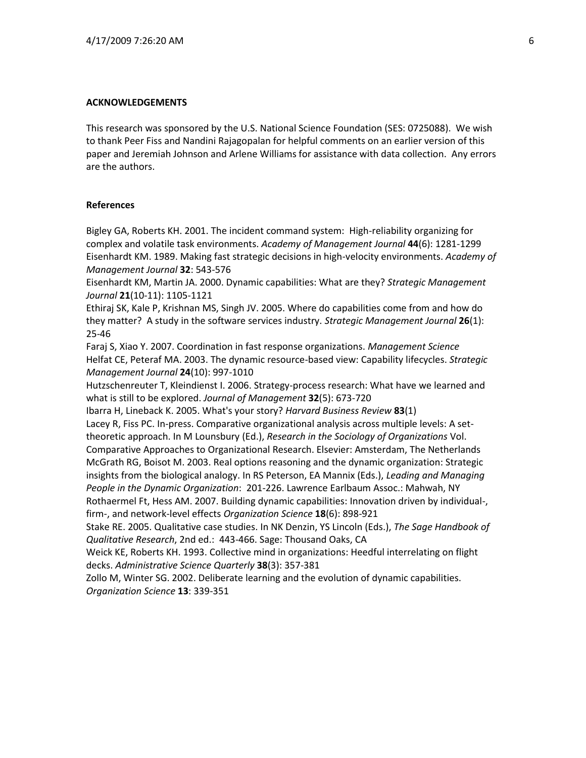**ACKNOWLEDGEMENTS**

This research was sponsored by the U.S. National Science Foundation (SES: 0725088). We wish to thank Peer Fiss and Nandini Rajagopalan for helpful comments on an earlier version of this paper and Jeremiah Johnson and Arlene Williams for assistance with data collection. Any errors are the authors.

**References**

Bigley GA, Roberts KH. 2001. The incident command system: High-reliability organizing for complex and volatile task environments. *Academy of Management Journal* **44**(6): 1281-1299

Eisenhardt KM. 1989. Making fast strategic decisions in high-velocity environments. *Academy of Management Journal* **32**: 543-576

Eisenhardt KM, Martin JA. 2000. Dynamic capabilities: What are they? *Strategic Management Journal* **21**(10-11): 1105-1121

Ethiraj SK, Kale P, Krishnan MS, Singh JV. 2005. Where do capabilities come from and how do they matter? A study in the software services industry. *Strategic Management Journal* **26**(1): 25-46

Faraj S, Xiao Y. 2007. Coordination in fast response organizations. *Management Science*

Helfat CE, Peteraf MA. 2003. The dynamic resource-based view: Capability lifecycles. *Strategic Management Journal* **24**(10): 997-1010

Hutzschenreuter T, Kleindienst I. 2006. Strategy-process research: What have we learned and what is still to be explored. *Journal of Management* **32**(5): 673-720

Ibarra H, Lineback K. 2005. What's your story? *Harvard Business Review* **83**(1)

Lacey R, Fiss PC. In-press. Comparative organizational analysis across multiple levels: A set-theoretic approach. In M Lounsbury (Ed.), *Research in the Sociology of Organizations* Vol. Comparative Approaches to Organizational Research. Elsevier: Amsterdam, The Netherlands

McGrath RG, Boisot M. 2003. Real options reasoning and the dynamic organization: Strategic insights from the biological analogy. In RS Peterson, EA Mannix (Eds.), *Leading and Managing People in the Dynamic Organization*: 201-226. Lawrence Earlbaum Assoc.: Mahwah, NY

Rothaermel Ft, Hess AM. 2007. Building dynamic capabilities: Innovation driven by individual-, firm-, and network-level effects *Organization Science* **18**(6): 898-921

Stake RE. 2005. Qualitative case studies. In NK Denzin, YS Lincoln (Eds.), *The Sage Handbook of Qualitative Research*, 2nd ed.: 443-466. Sage: Thousand Oaks, CA

Weick KE, Roberts KH. 1993. Collective mind in organizations: Heedful interrelating on flight decks. *Administrative Science Quarterly* **38**(3): 357-381

Zollo M, Winter SG. 2002. Deliberate learning and the evolution of dynamic capabilities. *Organization Science* **13**: 339-351